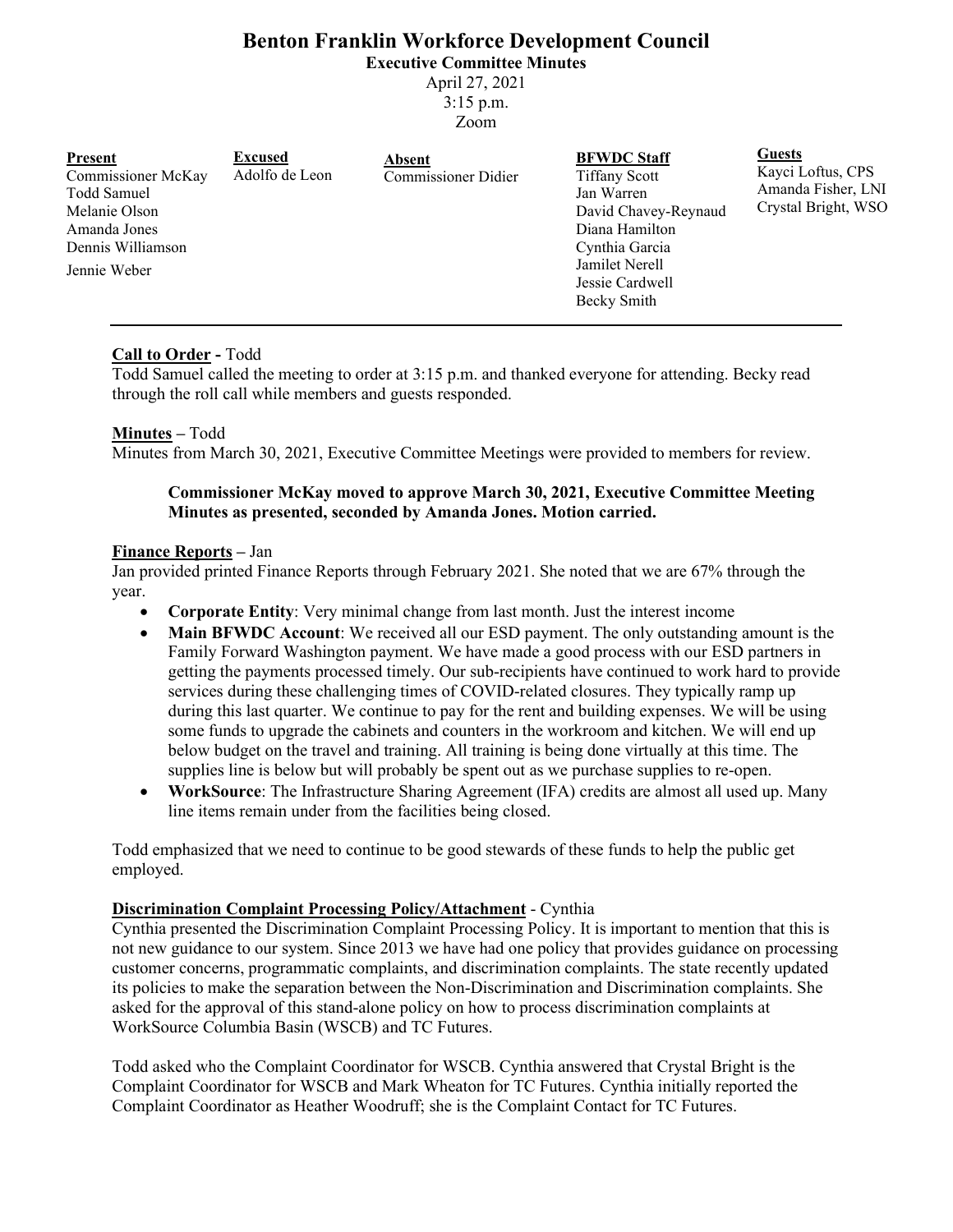# Benton Franklin Workforce Development Council

**Executive Committee Minutes**

April 27, 2021
3:15 p.m.
Zoom

| **Present** | **Excused** | **Absent** | **BFWDC Staff** | **Guests** |
|---|---|---|---|---|
| Commissioner McKay | Adolfo de Leon | Commissioner Didier | Tiffany Scott | Kayci Loftus, CPS |
| Todd Samuel | | | Jan Warren | Amanda Fisher, LNI |
| Melanie Olson | | | David Chavey-Reynaud | Crystal Bright, WSO |
| Amanda Jones | | | Diana Hamilton | |
| Dennis Williamson | | | Cynthia Garcia | |
| Jennie Weber | | | Jamilet Nerell | |
| | | | Jessie Cardwell | |
| | | | Becky Smith | |

---

**Call to Order -** Todd

Todd Samuel called the meeting to order at 3:15 p.m. and thanked everyone for attending. Becky read through the roll call while members and guests responded.

**Minutes –** Todd

Minutes from March 30, 2021, Executive Committee Meetings were provided to members for review.

> **Commissioner McKay moved to approve March 30, 2021, Executive Committee Meeting Minutes as presented, seconded by Amanda Jones. Motion carried.**

**Finance Reports –** Jan

Jan provided printed Finance Reports through February 2021. She noted that we are 67% through the year.

- **Corporate Entity**: Very minimal change from last month. Just the interest income
- **Main BFWDC Account**: We received all our ESD payment. The only outstanding amount is the Family Forward Washington payment. We have made a good process with our ESD partners in getting the payments processed timely. Our sub-recipients have continued to work hard to provide services during these challenging times of COVID-related closures. They typically ramp up during this last quarter. We continue to pay for the rent and building expenses. We will be using some funds to upgrade the cabinets and counters in the workroom and kitchen. We will end up below budget on the travel and training. All training is being done virtually at this time. The supplies line is below but will probably be spent out as we purchase supplies to re-open.
- **WorkSource**: The Infrastructure Sharing Agreement (IFA) credits are almost all used up. Many line items remain under from the facilities being closed.

Todd emphasized that we need to continue to be good stewards of these funds to help the public get employed.

**Discrimination Complaint Processing Policy/Attachment** - Cynthia

Cynthia presented the Discrimination Complaint Processing Policy. It is important to mention that this is not new guidance to our system. Since 2013 we have had one policy that provides guidance on processing customer concerns, programmatic complaints, and discrimination complaints. The state recently updated its policies to make the separation between the Non-Discrimination and Discrimination complaints. She asked for the approval of this stand-alone policy on how to process discrimination complaints at WorkSource Columbia Basin (WSCB) and TC Futures.

Todd asked who the Complaint Coordinator for WSCB. Cynthia answered that Crystal Bright is the Complaint Coordinator for WSCB and Mark Wheaton for TC Futures. Cynthia initially reported the Complaint Coordinator as Heather Woodruff; she is the Complaint Contact for TC Futures.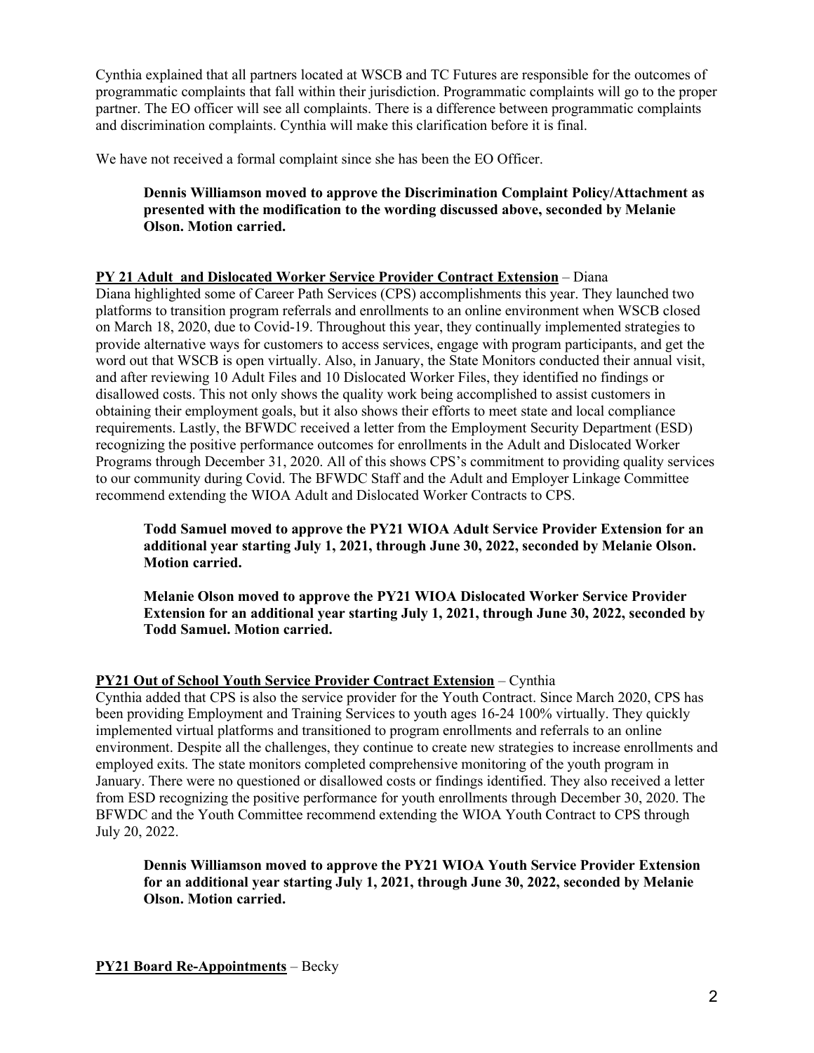Cynthia explained that all partners located at WSCB and TC Futures are responsible for the outcomes of programmatic complaints that fall within their jurisdiction. Programmatic complaints will go to the proper partner. The EO officer will see all complaints. There is a difference between programmatic complaints and discrimination complaints. Cynthia will make this clarification before it is final.

We have not received a formal complaint since she has been the EO Officer.

> **Dennis Williamson moved to approve the Discrimination Complaint Policy/Attachment as presented with the modification to the wording discussed above, seconded by Melanie Olson. Motion carried.**

**PY 21 Adult and Dislocated Worker Service Provider Contract Extension** – Diana

Diana highlighted some of Career Path Services (CPS) accomplishments this year. They launched two platforms to transition program referrals and enrollments to an online environment when WSCB closed on March 18, 2020, due to Covid-19. Throughout this year, they continually implemented strategies to provide alternative ways for customers to access services, engage with program participants, and get the word out that WSCB is open virtually. Also, in January, the State Monitors conducted their annual visit, and after reviewing 10 Adult Files and 10 Dislocated Worker Files, they identified no findings or disallowed costs. This not only shows the quality work being accomplished to assist customers in obtaining their employment goals, but it also shows their efforts to meet state and local compliance requirements. Lastly, the BFWDC received a letter from the Employment Security Department (ESD) recognizing the positive performance outcomes for enrollments in the Adult and Dislocated Worker Programs through December 31, 2020. All of this shows CPS's commitment to providing quality services to our community during Covid. The BFWDC Staff and the Adult and Employer Linkage Committee recommend extending the WIOA Adult and Dislocated Worker Contracts to CPS.

> **Todd Samuel moved to approve the PY21 WIOA Adult Service Provider Extension for an additional year starting July 1, 2021, through June 30, 2022, seconded by Melanie Olson. Motion carried.**

> **Melanie Olson moved to approve the PY21 WIOA Dislocated Worker Service Provider Extension for an additional year starting July 1, 2021, through June 30, 2022, seconded by Todd Samuel. Motion carried.**

**PY21 Out of School Youth Service Provider Contract Extension** – Cynthia

Cynthia added that CPS is also the service provider for the Youth Contract. Since March 2020, CPS has been providing Employment and Training Services to youth ages 16-24 100% virtually. They quickly implemented virtual platforms and transitioned to program enrollments and referrals to an online environment. Despite all the challenges, they continue to create new strategies to increase enrollments and employed exits. The state monitors completed comprehensive monitoring of the youth program in January. There were no questioned or disallowed costs or findings identified. They also received a letter from ESD recognizing the positive performance for youth enrollments through December 30, 2020. The BFWDC and the Youth Committee recommend extending the WIOA Youth Contract to CPS through July 20, 2022.

> **Dennis Williamson moved to approve the PY21 WIOA Youth Service Provider Extension for an additional year starting July 1, 2021, through June 30, 2022, seconded by Melanie Olson. Motion carried.**

**PY21 Board Re-Appointments** – Becky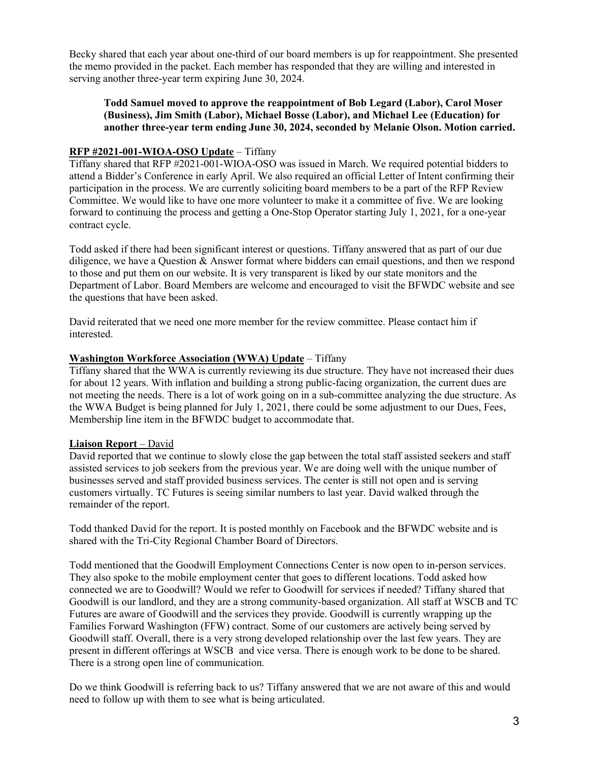Becky shared that each year about one-third of our board members is up for reappointment. She presented the memo provided in the packet. Each member has responded that they are willing and interested in serving another three-year term expiring June 30, 2024.

> **Todd Samuel moved to approve the reappointment of Bob Legard (Labor), Carol Moser (Business), Jim Smith (Labor), Michael Bosse (Labor), and Michael Lee (Education) for another three-year term ending June 30, 2024, seconded by Melanie Olson. Motion carried.**

**<u>RFP #2021-001-WIOA-OSO Update</u>** – Tiffany

Tiffany shared that RFP #2021-001-WIOA-OSO was issued in March. We required potential bidders to attend a Bidder's Conference in early April. We also required an official Letter of Intent confirming their participation in the process. We are currently soliciting board members to be a part of the RFP Review Committee. We would like to have one more volunteer to make it a committee of five. We are looking forward to continuing the process and getting a One-Stop Operator starting July 1, 2021, for a one-year contract cycle.

Todd asked if there had been significant interest or questions. Tiffany answered that as part of our due diligence, we have a Question & Answer format where bidders can email questions, and then we respond to those and put them on our website. It is very transparent is liked by our state monitors and the Department of Labor. Board Members are welcome and encouraged to visit the BFWDC website and see the questions that have been asked.

David reiterated that we need one more member for the review committee. Please contact him if interested.

**<u>Washington Workforce Association (WWA) Update</u>** – Tiffany

Tiffany shared that the WWA is currently reviewing its due structure. They have not increased their dues for about 12 years. With inflation and building a strong public-facing organization, the current dues are not meeting the needs. There is a lot of work going on in a sub-committee analyzing the due structure. As the WWA Budget is being planned for July 1, 2021, there could be some adjustment to our Dues, Fees, Membership line item in the BFWDC budget to accommodate that.

**<u>Liaison Report</u>** – David

David reported that we continue to slowly close the gap between the total staff assisted seekers and staff assisted services to job seekers from the previous year. We are doing well with the unique number of businesses served and staff provided business services. The center is still not open and is serving customers virtually. TC Futures is seeing similar numbers to last year. David walked through the remainder of the report.

Todd thanked David for the report. It is posted monthly on Facebook and the BFWDC website and is shared with the Tri-City Regional Chamber Board of Directors.

Todd mentioned that the Goodwill Employment Connections Center is now open to in-person services. They also spoke to the mobile employment center that goes to different locations. Todd asked how connected we are to Goodwill? Would we refer to Goodwill for services if needed? Tiffany shared that Goodwill is our landlord, and they are a strong community-based organization. All staff at WSCB and TC Futures are aware of Goodwill and the services they provide. Goodwill is currently wrapping up the Families Forward Washington (FFW) contract. Some of our customers are actively being served by Goodwill staff. Overall, there is a very strong developed relationship over the last few years. They are present in different offerings at WSCB and vice versa. There is enough work to be done to be shared. There is a strong open line of communication.

Do we think Goodwill is referring back to us? Tiffany answered that we are not aware of this and would need to follow up with them to see what is being articulated.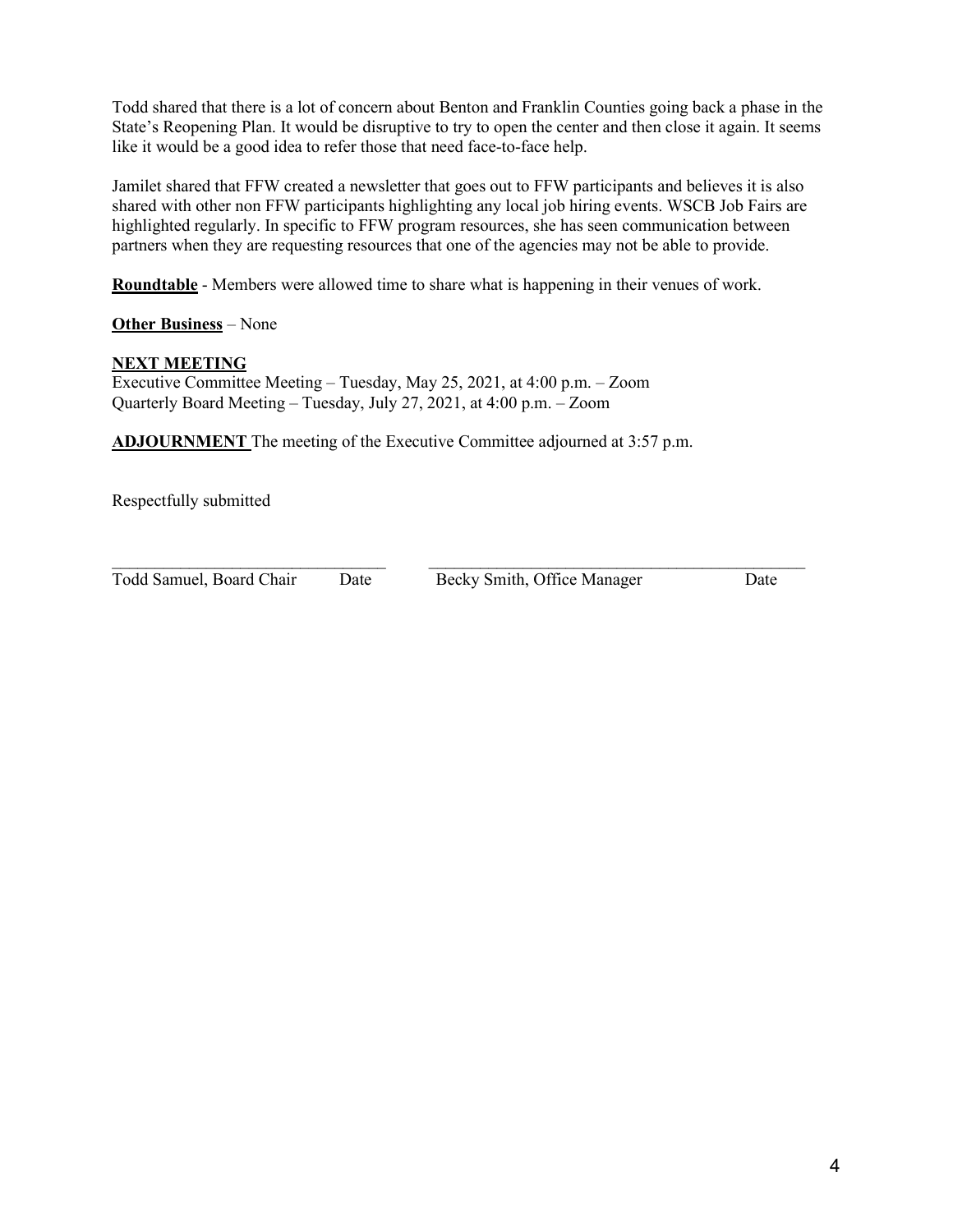Todd shared that there is a lot of concern about Benton and Franklin Counties going back a phase in the State's Reopening Plan. It would be disruptive to try to open the center and then close it again. It seems like it would be a good idea to refer those that need face-to-face help.

Jamilet shared that FFW created a newsletter that goes out to FFW participants and believes it is also shared with other non FFW participants highlighting any local job hiring events. WSCB Job Fairs are highlighted regularly. In specific to FFW program resources, she has seen communication between partners when they are requesting resources that one of the agencies may not be able to provide.

**Roundtable** - Members were allowed time to share what is happening in their venues of work.

**Other Business** – None

**NEXT MEETING**
Executive Committee Meeting – Tuesday, May 25, 2021, at 4:00 p.m. – Zoom
Quarterly Board Meeting – Tuesday, July 27, 2021, at 4:00 p.m. – Zoom

**ADJOURNMENT** The meeting of the Executive Committee adjourned at 3:57 p.m.

Respectfully submitted

\_\_\_\_\_\_\_\_\_\_\_\_\_\_\_\_\_\_\_\_\_\_\_\_\_\_\_\_\_\_\_\_\_\_ \_\_\_\_\_\_\_\_\_\_\_\_\_\_\_\_\_\_\_\_\_\_\_\_\_\_\_\_\_\_\_\_\_\_\_\_\_\_\_\_\_\_\_\_\_\_

Todd Samuel, Board Chair Date Becky Smith, Office Manager Date